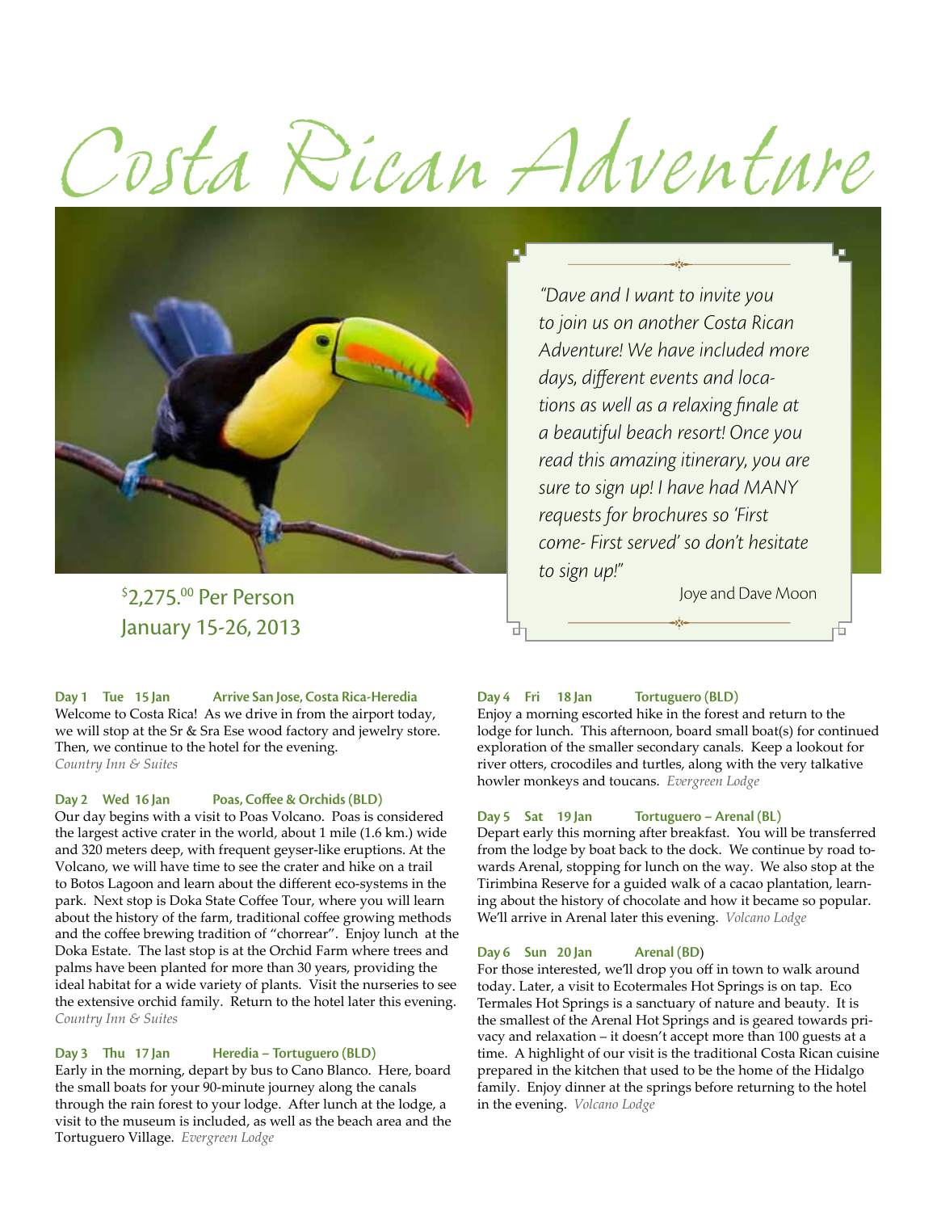# Costa Rican Adventure

*"Dave and I want to invite you to join us on another Costa Rican Adventure! We have included more days, different events and locations as well as a relaxing finale at a beautiful beach resort! Once you read this amazing itinerary, you are sure to sign up! I have had MANY requests for brochures so 'First come- First served' so don't hesitate to sign up!"*

Joye and Dave Moon

$2,275.00 Per Person
January 15-26, 2013

**Day 1 Tue 15 Jan Arrive San Jose, Costa Rica-Heredia**
Welcome to Costa Rica! As we drive in from the airport today, we will stop at the Sr & Sra Ese wood factory and jewelry store. Then, we continue to the hotel for the evening. *Country Inn & Suites*

**Day 2 Wed 16 Jan Poas, Coffee & Orchids (BLD)**
Our day begins with a visit to Poas Volcano. Poas is considered the largest active crater in the world, about 1 mile (1.6 km.) wide and 320 meters deep, with frequent geyser-like eruptions. At the Volcano, we will have time to see the crater and hike on a trail to Botos Lagoon and learn about the different eco-systems in the park. Next stop is Doka State Coffee Tour, where you will learn about the history of the farm, traditional coffee growing methods and the coffee brewing tradition of "chorrear". Enjoy lunch at the Doka Estate. The last stop is at the Orchid Farm where trees and palms have been planted for more than 30 years, providing the ideal habitat for a wide variety of plants. Visit the nurseries to see the extensive orchid family. Return to the hotel later this evening. *Country Inn & Suites*

**Day 3 Thu 17 Jan Heredia – Tortuguero (BLD)**
Early in the morning, depart by bus to Cano Blanco. Here, board the small boats for your 90-minute journey along the canals through the rain forest to your lodge. After lunch at the lodge, a visit to the museum is included, as well as the beach area and the Tortuguero Village. *Evergreen Lodge*

**Day 4 Fri 18 Jan Tortuguero (BLD)**
Enjoy a morning escorted hike in the forest and return to the lodge for lunch. This afternoon, board small boat(s) for continued exploration of the smaller secondary canals. Keep a lookout for river otters, crocodiles and turtles, along with the very talkative howler monkeys and toucans. *Evergreen Lodge*

**Day 5 Sat 19 Jan Tortuguero – Arenal (BL)**
Depart early this morning after breakfast. You will be transferred from the lodge by boat back to the dock. We continue by road towards Arenal, stopping for lunch on the way. We also stop at the Tirimbina Reserve for a guided walk of a cacao plantation, learning about the history of chocolate and how it became so popular. We'll arrive in Arenal later this evening. *Volcano Lodge*

**Day 6 Sun 20 Jan Arenal (BD)**
For those interested, we'll drop you off in town to walk around today. Later, a visit to Ecotermales Hot Springs is on tap. Eco Termales Hot Springs is a sanctuary of nature and beauty. It is the smallest of the Arenal Hot Springs and is geared towards privacy and relaxation – it doesn't accept more than 100 guests at a time. A highlight of our visit is the traditional Costa Rican cuisine prepared in the kitchen that used to be the home of the Hidalgo family. Enjoy dinner at the springs before returning to the hotel in the evening. *Volcano Lodge*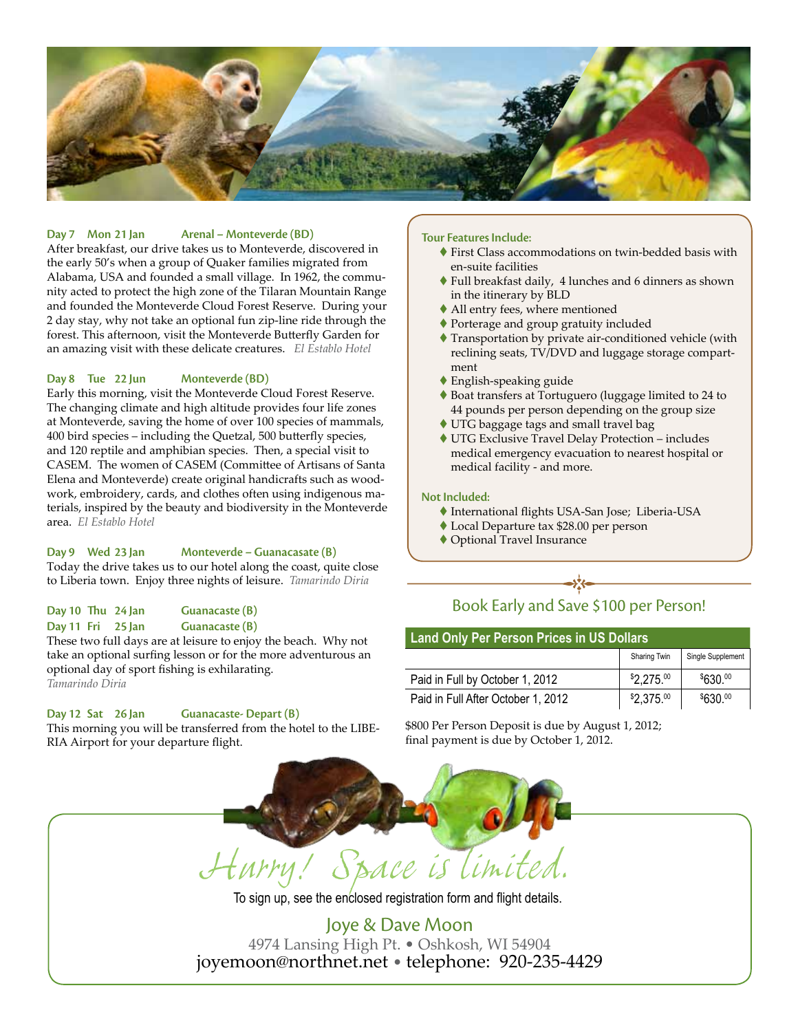**Day 7 Mon 21 Jan Arenal – Monteverde (BD)**

After breakfast, our drive takes us to Monteverde, discovered in the early 50's when a group of Quaker families migrated from Alabama, USA and founded a small village. In 1962, the community acted to protect the high zone of the Tilaran Mountain Range and founded the Monteverde Cloud Forest Reserve. During your 2 day stay, why not take an optional fun zip-line ride through the forest. This afternoon, visit the Monteverde Butterfly Garden for an amazing visit with these delicate creatures. *El Establo Hotel*

**Day 8 Tue 22 Jun Monteverde (BD)**

Early this morning, visit the Monteverde Cloud Forest Reserve. The changing climate and high altitude provides four life zones at Monteverde, saving the home of over 100 species of mammals, 400 bird species – including the Quetzal, 500 butterfly species, and 120 reptile and amphibian species. Then, a special visit to CASEM. The women of CASEM (Committee of Artisans of Santa Elena and Monteverde) create original handicrafts such as woodwork, embroidery, cards, and clothes often using indigenous materials, inspired by the beauty and biodiversity in the Monteverde area. *El Establo Hotel*

**Day 9 Wed 23 Jan Monteverde – Guanacasate (B)**

Today the drive takes us to our hotel along the coast, quite close to Liberia town. Enjoy three nights of leisure. *Tamarindo Diria*

**Day 10 Thu 24 Jan Guanacaste (B)**
**Day 11 Fri 25 Jan Guanacaste (B)**

These two full days are at leisure to enjoy the beach. Why not take an optional surfing lesson or for the more adventurous an optional day of sport fishing is exhilarating.
*Tamarindo Diria*

**Day 12 Sat 26 Jan Guanacaste- Depart (B)**

This morning you will be transferred from the hotel to the LIBERIA Airport for your departure flight.

**Tour Features Include:**

- First Class accommodations on twin-bedded basis with en-suite facilities
- Full breakfast daily, 4 lunches and 6 dinners as shown in the itinerary by BLD
- All entry fees, where mentioned
- Porterage and group gratuity included
- Transportation by private air-conditioned vehicle (with reclining seats, TV/DVD and luggage storage compartment
- English-speaking guide
- Boat transfers at Tortuguero (luggage limited to 24 to 44 pounds per person depending on the group size
- UTG baggage tags and small travel bag
- UTG Exclusive Travel Delay Protection – includes medical emergency evacuation to nearest hospital or medical facility - and more.

**Not Included:**

- International flights USA-San Jose; Liberia-USA
- Local Departure tax $28.00 per person
- Optional Travel Insurance

## Book Early and Save $100 per Person!

| Land Only Per Person Prices in US Dollars | Sharing Twin | Single Supplement |
|---|---|---|
| Paid in Full by October 1, 2012 | $2,275.00 | $630.00 |
| Paid in Full After October 1, 2012 | $2,375.00 | $630.00 |

$800 Per Person Deposit is due by August 1, 2012; final payment is due by October 1, 2012.

*Hurry! Space is limited.*

To sign up, see the enclosed registration form and flight details.

Joye & Dave Moon
4974 Lansing High Pt. • Oshkosh, WI 54904
joyemoon@northnet.net • telephone: 920-235-4429